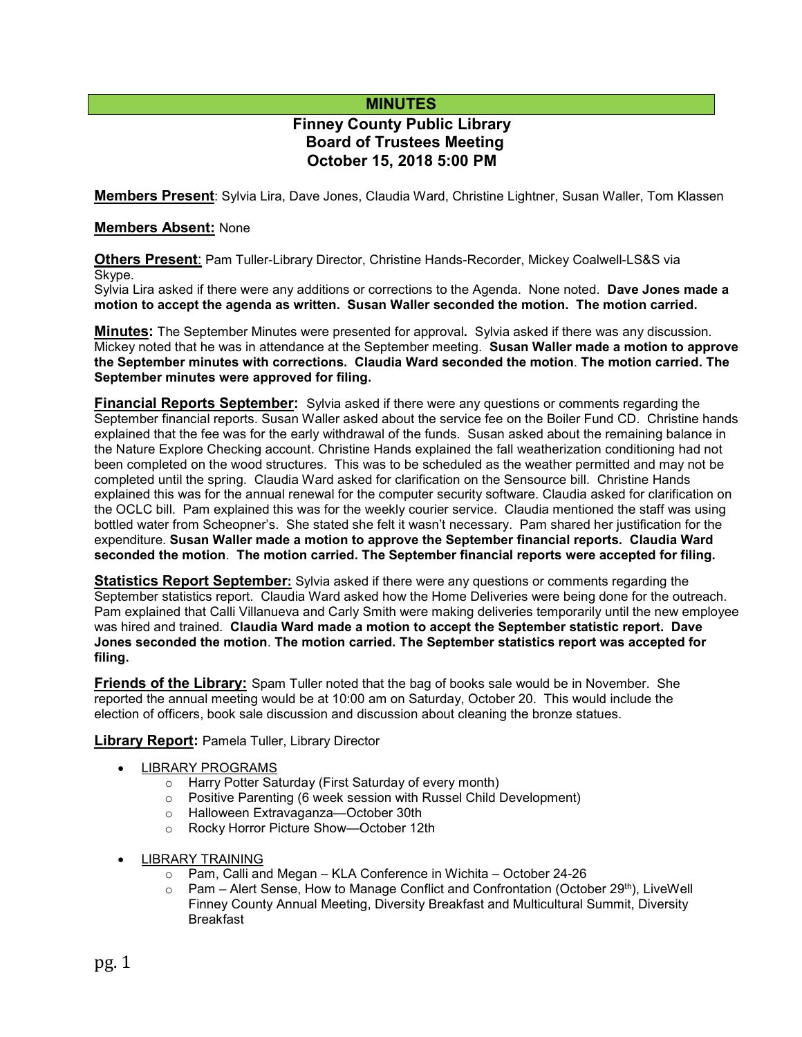# MINUTES

## Finney County Public Library
## Board of Trustees Meeting
## October 15, 2018 5:00 PM

**Members Present**: Sylvia Lira, Dave Jones, Claudia Ward, Christine Lightner, Susan Waller, Tom Klassen

**Members Absent:** None

**Others Present**: Pam Tuller-Library Director, Christine Hands-Recorder, Mickey Coalwell-LS&S via Skype.

Sylvia Lira asked if there were any additions or corrections to the Agenda. None noted. **Dave Jones made a motion to accept the agenda as written. Susan Waller seconded the motion. The motion carried.**

**Minutes:** The September Minutes were presented for approval**.** Sylvia asked if there was any discussion. Mickey noted that he was in attendance at the September meeting. **Susan Waller made a motion to approve the September minutes with corrections. Claudia Ward seconded the motion**. **The motion carried. The September minutes were approved for filing.**

**Financial Reports September:** Sylvia asked if there were any questions or comments regarding the September financial reports. Susan Waller asked about the service fee on the Boiler Fund CD. Christine hands explained that the fee was for the early withdrawal of the funds. Susan asked about the remaining balance in the Nature Explore Checking account. Christine Hands explained the fall weatherization conditioning had not been completed on the wood structures. This was to be scheduled as the weather permitted and may not be completed until the spring. Claudia Ward asked for clarification on the Sensource bill. Christine Hands explained this was for the annual renewal for the computer security software. Claudia asked for clarification on the OCLC bill. Pam explained this was for the weekly courier service. Claudia mentioned the staff was using bottled water from Scheopner's. She stated she felt it wasn't necessary. Pam shared her justification for the expenditure. **Susan Waller made a motion to approve the September financial reports. Claudia Ward seconded the motion**. **The motion carried. The September financial reports were accepted for filing.**

**Statistics Report September:** Sylvia asked if there were any questions or comments regarding the September statistics report. Claudia Ward asked how the Home Deliveries were being done for the outreach. Pam explained that Calli Villanueva and Carly Smith were making deliveries temporarily until the new employee was hired and trained. **Claudia Ward made a motion to accept the September statistic report. Dave Jones seconded the motion**. **The motion carried. The September statistics report was accepted for filing.**

**Friends of the Library:** Spam Tuller noted that the bag of books sale would be in November. She reported the annual meeting would be at 10:00 am on Saturday, October 20. This would include the election of officers, book sale discussion and discussion about cleaning the bronze statues.

**Library Report:** Pamela Tuller, Library Director

- LIBRARY PROGRAMS
  - Harry Potter Saturday (First Saturday of every month)
  - Positive Parenting (6 week session with Russel Child Development)
  - Halloween Extravaganza—October 30th
  - Rocky Horror Picture Show—October 12th

- LIBRARY TRAINING
  - Pam, Calli and Megan – KLA Conference in Wichita – October 24-26
  - Pam – Alert Sense, How to Manage Conflict and Confrontation (October 29th), LiveWell Finney County Annual Meeting, Diversity Breakfast and Multicultural Summit, Diversity Breakfast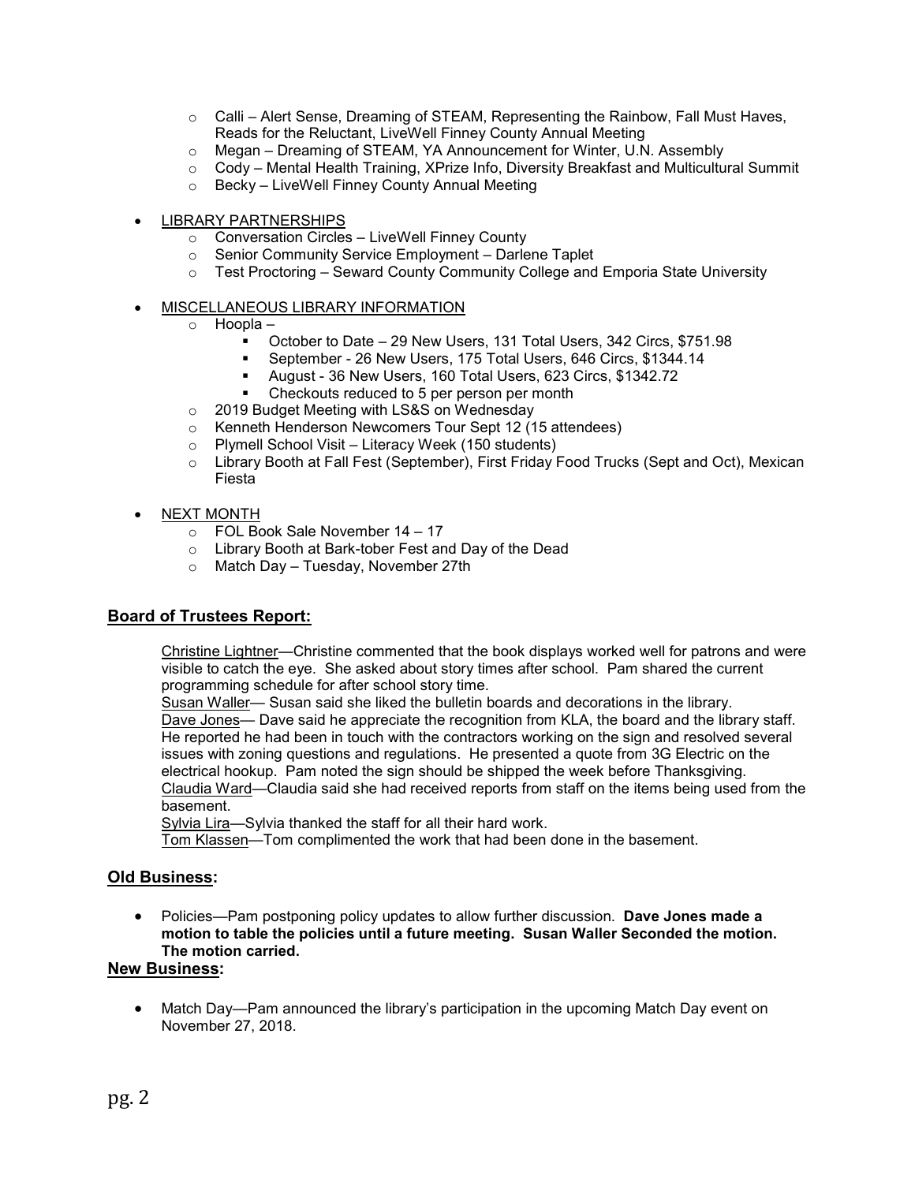- Calli – Alert Sense, Dreaming of STEAM, Representing the Rainbow, Fall Must Haves, Reads for the Reluctant, LiveWell Finney County Annual Meeting
  - Megan – Dreaming of STEAM, YA Announcement for Winter, U.N. Assembly
  - Cody – Mental Health Training, XPrize Info, Diversity Breakfast and Multicultural Summit
  - Becky – LiveWell Finney County Annual Meeting

- LIBRARY PARTNERSHIPS
  - Conversation Circles – LiveWell Finney County
  - Senior Community Service Employment – Darlene Taplet
  - Test Proctoring – Seward County Community College and Emporia State University

- MISCELLANEOUS LIBRARY INFORMATION
  - Hoopla –
    - October to Date – 29 New Users, 131 Total Users, 342 Circs, $751.98
    - September - 26 New Users, 175 Total Users, 646 Circs, $1344.14
    - August - 36 New Users, 160 Total Users, 623 Circs, $1342.72
    - Checkouts reduced to 5 per person per month
  - 2019 Budget Meeting with LS&S on Wednesday
  - Kenneth Henderson Newcomers Tour Sept 12 (15 attendees)
  - Plymell School Visit – Literacy Week (150 students)
  - Library Booth at Fall Fest (September), First Friday Food Trucks (Sept and Oct), Mexican Fiesta

- NEXT MONTH
  - FOL Book Sale November 14 – 17
  - Library Booth at Bark-tober Fest and Day of the Dead
  - Match Day – Tuesday, November 27th

## Board of Trustees Report:

Christine Lightner—Christine commented that the book displays worked well for patrons and were visible to catch the eye. She asked about story times after school. Pam shared the current programming schedule for after school story time.
Susan Waller— Susan said she liked the bulletin boards and decorations in the library.
Dave Jones— Dave said he appreciate the recognition from KLA, the board and the library staff. He reported he had been in touch with the contractors working on the sign and resolved several issues with zoning questions and regulations. He presented a quote from 3G Electric on the electrical hookup. Pam noted the sign should be shipped the week before Thanksgiving.
Claudia Ward—Claudia said she had received reports from staff on the items being used from the basement.
Sylvia Lira—Sylvia thanked the staff for all their hard work.
Tom Klassen—Tom complimented the work that had been done in the basement.

## Old Business:

- Policies—Pam postponing policy updates to allow further discussion. **Dave Jones made a motion to table the policies until a future meeting. Susan Waller Seconded the motion. The motion carried.**

## New Business:

- Match Day—Pam announced the library's participation in the upcoming Match Day event on November 27, 2018.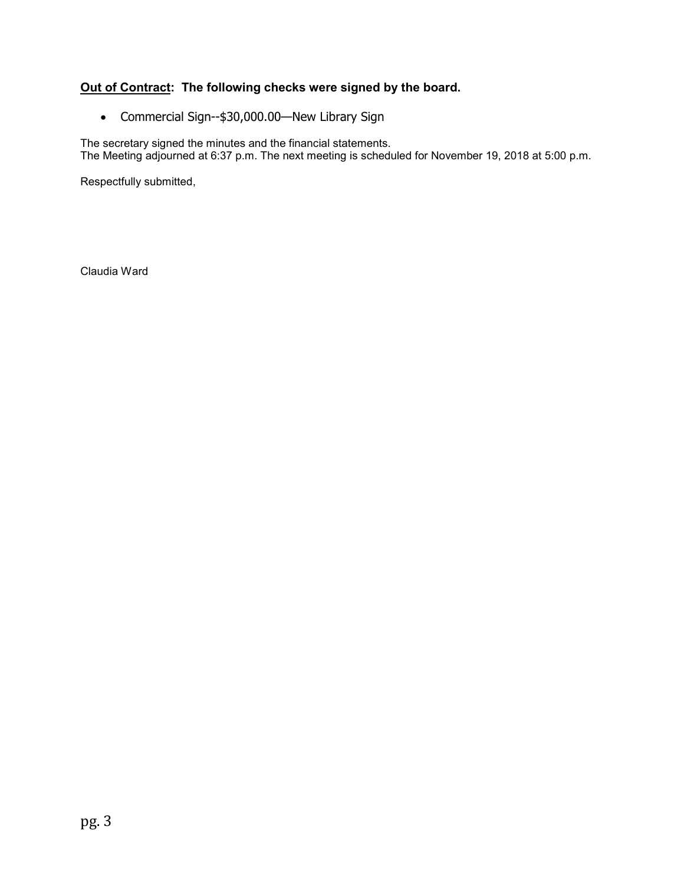**<u>Out of Contract</u>: The following checks were signed by the board.**

- Commercial Sign--$30,000.00—New Library Sign

The secretary signed the minutes and the financial statements.
The Meeting adjourned at 6:37 p.m. The next meeting is scheduled for November 19, 2018 at 5:00 p.m.

Respectfully submitted,

Claudia Ward